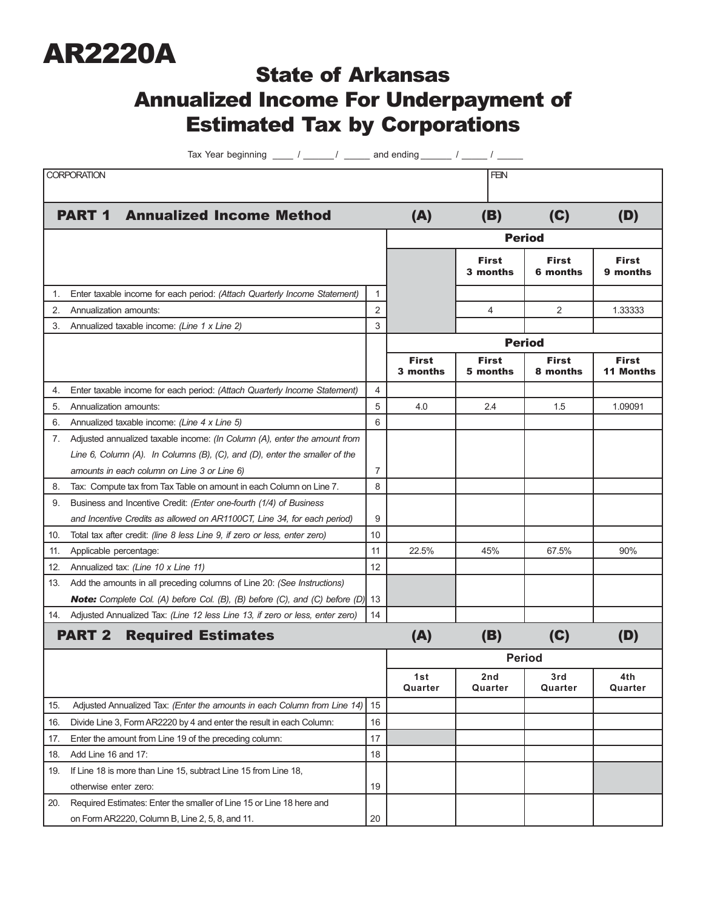# AR2220A

## State of Arkansas
## Annualized Income For Underpayment of Estimated Tax by Corporations

Tax Year beginning ____ / ______/ _____ and ending ______ / _____ / _____

| CORPORATION | FEIN |
|---|---|
| | |

| PART 1 Annualized Income Method | | (A) | (B) | (C) | (D) |
|---|---|---|---|---|---|
| | | | **Period** | | |
| | | | **First 3 months** | **First 6 months** | **First 9 months** |
| 1. Enter taxable income for each period: *(Attach Quarterly Income Statement)* | 1 | | | | |
| 2. Annualization amounts: | 2 | | 4 | 2 | 1.33333 |
| 3. Annualized taxable income: *(Line 1 x Line 2)* | 3 | | | | |
| | | **Period** | | | |
| | | **First 3 months** | **First 5 months** | **First 8 months** | **First 11 Months** |
| 4. Enter taxable income for each period: *(Attach Quarterly Income Statement)* | 4 | | | | |
| 5. Annualization amounts: | 5 | 4.0 | 2.4 | 1.5 | 1.09091 |
| 6. Annualized taxable income: *(Line 4 x Line 5)* | 6 | | | | |
| 7. Adjusted annualized taxable income: *(In Column (A), enter the amount from Line 6, Column (A). In Columns (B), (C), and (D), enter the smaller of the amounts in each column on Line 3 or Line 6)* | 7 | | | | |
| 8. Tax: Compute tax from Tax Table on amount in each Column on Line 7. | 8 | | | | |
| 9. Business and Incentive Credit: *(Enter one-fourth (1/4) of Business and Incentive Credits as allowed on AR1100CT, Line 34, for each period)* | 9 | | | | |
| 10. Total tax after credit: *(line 8 less Line 9, if zero or less, enter zero)* | 10 | | | | |
| 11. Applicable percentage: | 11 | 22.5% | 45% | 67.5% | 90% |
| 12. Annualized tax: *(Line 10 x Line 11)* | 12 | | | | |
| 13. Add the amounts in all preceding columns of Line 20: *(See Instructions)* ***Note:*** *Complete Col. (A) before Col. (B), (B) before (C), and (C) before (D)* | 13 | | | | |
| 14. Adjusted Annualized Tax: *(Line 12 less Line 13, if zero or less, enter zero)* | 14 | | | | |

| PART 2 Required Estimates | | (A) | (B) | (C) | (D) |
|---|---|---|---|---|---|
| | | **Period** | | | |
| | | **1st Quarter** | **2nd Quarter** | **3rd Quarter** | **4th Quarter** |
| 15. Adjusted Annualized Tax: *(Enter the amounts in each Column from Line 14)* | 15 | | | | |
| 16. Divide Line 3, Form AR2220 by 4 and enter the result in each Column: | 16 | | | | |
| 17. Enter the amount from Line 19 of the preceding column: | 17 | | | | |
| 18. Add Line 16 and 17: | 18 | | | | |
| 19. If Line 18 is more than Line 15, subtract Line 15 from Line 18, otherwise enter zero: | 19 | | | | |
| 20. Required Estimates: Enter the smaller of Line 15 or Line 18 here and on Form AR2220, Column B, Line 2, 5, 8, and 11. | 20 | | | | |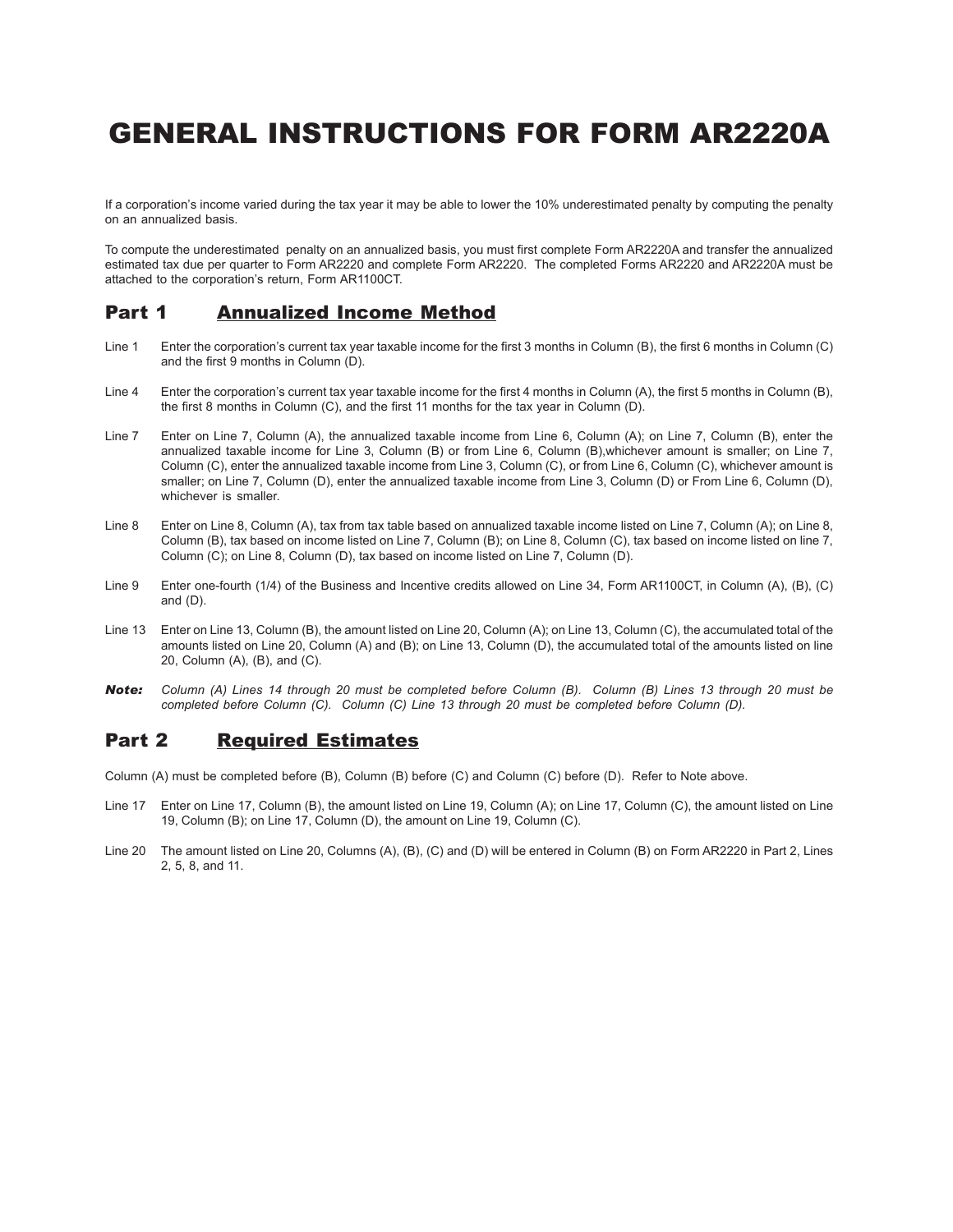# GENERAL INSTRUCTIONS FOR FORM AR2220A

If a corporation's income varied during the tax year it may be able to lower the 10% underestimated penalty by computing the penalty on an annualized basis.

To compute the underestimated penalty on an annualized basis, you must first complete Form AR2220A and transfer the annualized estimated tax due per quarter to Form AR2220 and complete Form AR2220. The completed Forms AR2220 and AR2220A must be attached to the corporation's return, Form AR1100CT.

## Part 1 Annualized Income Method

Line 1 Enter the corporation's current tax year taxable income for the first 3 months in Column (B), the first 6 months in Column (C) and the first 9 months in Column (D).

Line 4 Enter the corporation's current tax year taxable income for the first 4 months in Column (A), the first 5 months in Column (B), the first 8 months in Column (C), and the first 11 months for the tax year in Column (D).

Line 7 Enter on Line 7, Column (A), the annualized taxable income from Line 6, Column (A); on Line 7, Column (B), enter the annualized taxable income for Line 3, Column (B) or from Line 6, Column (B),whichever amount is smaller; on Line 7, Column (C), enter the annualized taxable income from Line 3, Column (C), or from Line 6, Column (C), whichever amount is smaller; on Line 7, Column (D), enter the annualized taxable income from Line 3, Column (D) or From Line 6, Column (D), whichever is smaller.

Line 8 Enter on Line 8, Column (A), tax from tax table based on annualized taxable income listed on Line 7, Column (A); on Line 8, Column (B), tax based on income listed on Line 7, Column (B); on Line 8, Column (C), tax based on income listed on line 7, Column (C); on Line 8, Column (D), tax based on income listed on Line 7, Column (D).

Line 9 Enter one-fourth (1/4) of the Business and Incentive credits allowed on Line 34, Form AR1100CT, in Column (A), (B), (C) and (D).

Line 13 Enter on Line 13, Column (B), the amount listed on Line 20, Column (A); on Line 13, Column (C), the accumulated total of the amounts listed on Line 20, Column (A) and (B); on Line 13, Column (D), the accumulated total of the amounts listed on line 20, Column (A), (B), and (C).

***Note:*** *Column (A) Lines 14 through 20 must be completed before Column (B). Column (B) Lines 13 through 20 must be completed before Column (C). Column (C) Line 13 through 20 must be completed before Column (D).*

## Part 2 Required Estimates

Column (A) must be completed before (B), Column (B) before (C) and Column (C) before (D). Refer to Note above.

Line 17 Enter on Line 17, Column (B), the amount listed on Line 19, Column (A); on Line 17, Column (C), the amount listed on Line 19, Column (B); on Line 17, Column (D), the amount on Line 19, Column (C).

Line 20 The amount listed on Line 20, Columns (A), (B), (C) and (D) will be entered in Column (B) on Form AR2220 in Part 2, Lines 2, 5, 8, and 11.